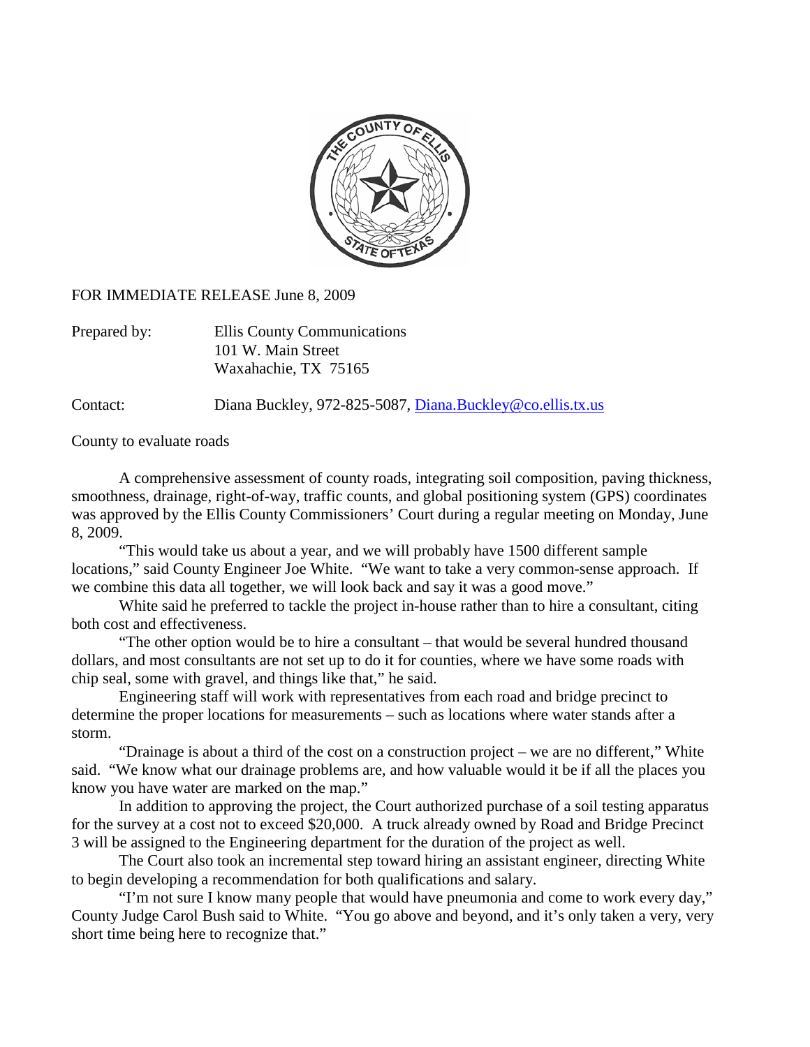FOR IMMEDIATE RELEASE June 8, 2009

Prepared by: Ellis County Communications
101 W. Main Street
Waxahachie, TX 75165

Contact: Diana Buckley, 972-825-5087, Diana.Buckley@co.ellis.tx.us

County to evaluate roads

A comprehensive assessment of county roads, integrating soil composition, paving thickness, smoothness, drainage, right-of-way, traffic counts, and global positioning system (GPS) coordinates was approved by the Ellis County Commissioners' Court during a regular meeting on Monday, June 8, 2009.

"This would take us about a year, and we will probably have 1500 different sample locations," said County Engineer Joe White. "We want to take a very common-sense approach. If we combine this data all together, we will look back and say it was a good move."

White said he preferred to tackle the project in-house rather than to hire a consultant, citing both cost and effectiveness.

"The other option would be to hire a consultant – that would be several hundred thousand dollars, and most consultants are not set up to do it for counties, where we have some roads with chip seal, some with gravel, and things like that," he said.

Engineering staff will work with representatives from each road and bridge precinct to determine the proper locations for measurements – such as locations where water stands after a storm.

"Drainage is about a third of the cost on a construction project – we are no different," White said. "We know what our drainage problems are, and how valuable would it be if all the places you know you have water are marked on the map."

In addition to approving the project, the Court authorized purchase of a soil testing apparatus for the survey at a cost not to exceed $20,000. A truck already owned by Road and Bridge Precinct 3 will be assigned to the Engineering department for the duration of the project as well.

The Court also took an incremental step toward hiring an assistant engineer, directing White to begin developing a recommendation for both qualifications and salary.

"I'm not sure I know many people that would have pneumonia and come to work every day," County Judge Carol Bush said to White. "You go above and beyond, and it's only taken a very, very short time being here to recognize that."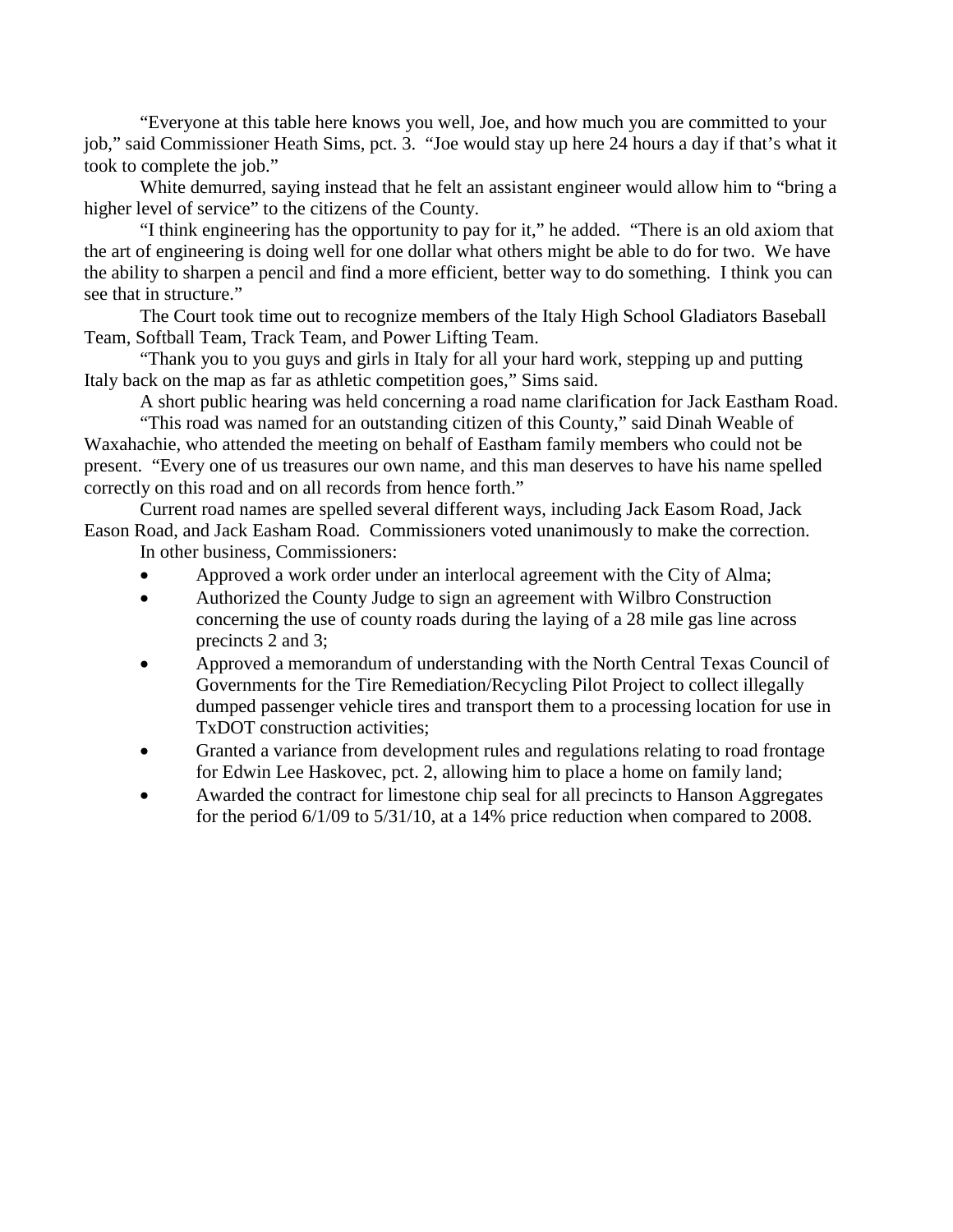"Everyone at this table here knows you well, Joe, and how much you are committed to your job," said Commissioner Heath Sims, pct. 3. "Joe would stay up here 24 hours a day if that's what it took to complete the job."

White demurred, saying instead that he felt an assistant engineer would allow him to "bring a higher level of service" to the citizens of the County.

"I think engineering has the opportunity to pay for it," he added. "There is an old axiom that the art of engineering is doing well for one dollar what others might be able to do for two. We have the ability to sharpen a pencil and find a more efficient, better way to do something. I think you can see that in structure."

The Court took time out to recognize members of the Italy High School Gladiators Baseball Team, Softball Team, Track Team, and Power Lifting Team.

"Thank you to you guys and girls in Italy for all your hard work, stepping up and putting Italy back on the map as far as athletic competition goes," Sims said.

A short public hearing was held concerning a road name clarification for Jack Eastham Road.

"This road was named for an outstanding citizen of this County," said Dinah Weable of Waxahachie, who attended the meeting on behalf of Eastham family members who could not be present. "Every one of us treasures our own name, and this man deserves to have his name spelled correctly on this road and on all records from hence forth."

Current road names are spelled several different ways, including Jack Easom Road, Jack Eason Road, and Jack Easham Road. Commissioners voted unanimously to make the correction.

In other business, Commissioners:

- Approved a work order under an interlocal agreement with the City of Alma;
- Authorized the County Judge to sign an agreement with Wilbro Construction concerning the use of county roads during the laying of a 28 mile gas line across precincts 2 and 3;
- Approved a memorandum of understanding with the North Central Texas Council of Governments for the Tire Remediation/Recycling Pilot Project to collect illegally dumped passenger vehicle tires and transport them to a processing location for use in TxDOT construction activities;
- Granted a variance from development rules and regulations relating to road frontage for Edwin Lee Haskovec, pct. 2, allowing him to place a home on family land;
- Awarded the contract for limestone chip seal for all precincts to Hanson Aggregates for the period 6/1/09 to 5/31/10, at a 14% price reduction when compared to 2008.